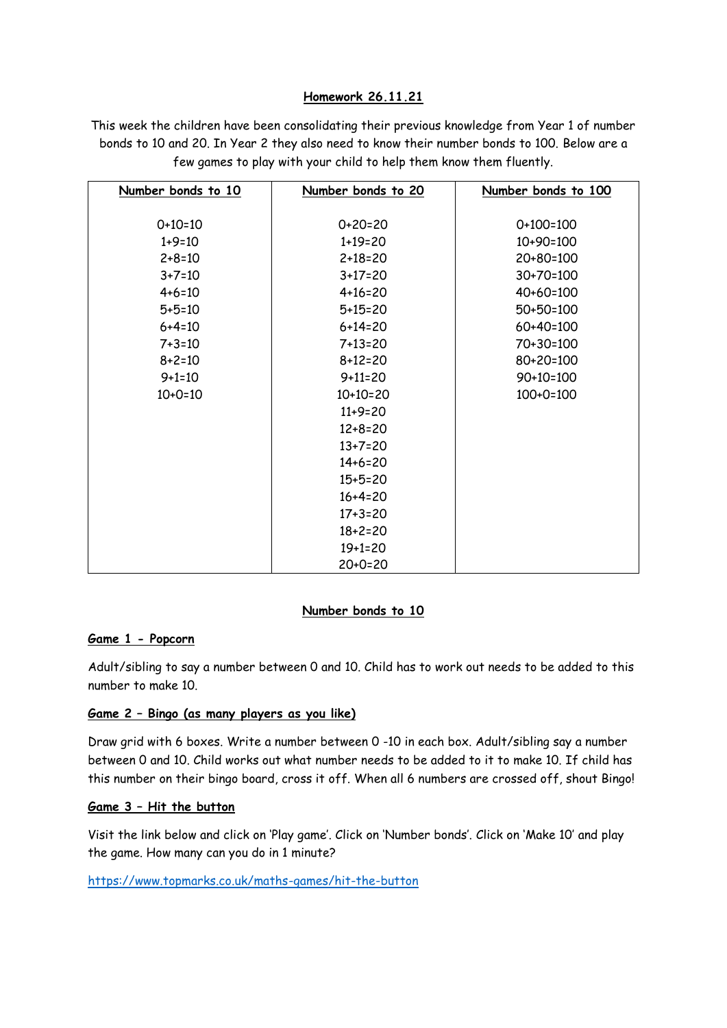# Homework 26.11.21

This week the children have been consolidating their previous knowledge from Year 1 of number bonds to 10 and 20. In Year 2 they also need to know their number bonds to 100. Below are a few games to play with your child to help them know them fluently.

| Number bonds to 10 | Number bonds to 20 | Number bonds to 100 |
|---|---|---|
| 0+10=10 | 0+20=20 | 0+100=100 |
| 1+9=10 | 1+19=20 | 10+90=100 |
| 2+8=10 | 2+18=20 | 20+80=100 |
| 3+7=10 | 3+17=20 | 30+70=100 |
| 4+6=10 | 4+16=20 | 40+60=100 |
| 5+5=10 | 5+15=20 | 50+50=100 |
| 6+4=10 | 6+14=20 | 60+40=100 |
| 7+3=10 | 7+13=20 | 70+30=100 |
| 8+2=10 | 8+12=20 | 80+20=100 |
| 9+1=10 | 9+11=20 | 90+10=100 |
| 10+0=10 | 10+10=20 | 100+0=100 |
| | 11+9=20 | |
| | 12+8=20 | |
| | 13+7=20 | |
| | 14+6=20 | |
| | 15+5=20 | |
| | 16+4=20 | |
| | 17+3=20 | |
| | 18+2=20 | |
| | 19+1=20 | |
| | 20+0=20 | |

## Number bonds to 10

### Game 1 - Popcorn

Adult/sibling to say a number between 0 and 10. Child has to work out needs to be added to this number to make 10.

### Game 2 – Bingo (as many players as you like)

Draw grid with 6 boxes. Write a number between 0 -10 in each box. Adult/sibling say a number between 0 and 10. Child works out what number needs to be added to it to make 10. If child has this number on their bingo board, cross it off. When all 6 numbers are crossed off, shout Bingo!

### Game 3 – Hit the button

Visit the link below and click on 'Play game'. Click on 'Number bonds'. Click on 'Make 10' and play the game. How many can you do in 1 minute?

https://www.topmarks.co.uk/maths-games/hit-the-button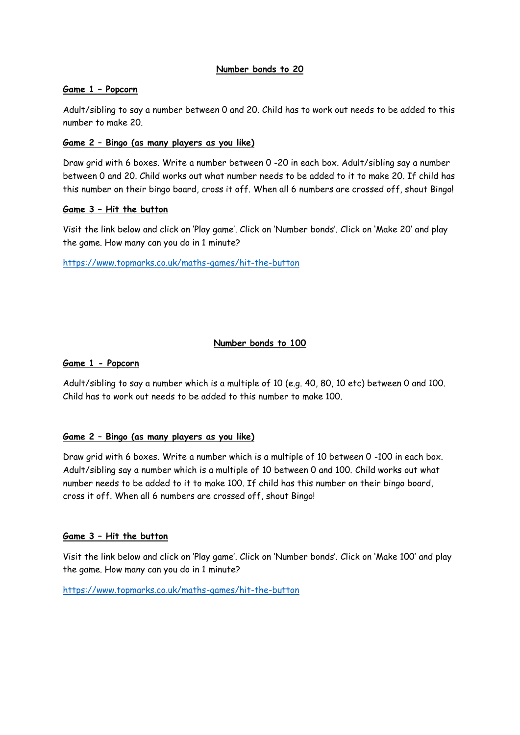## Number bonds to 20

### Game 1 – Popcorn

Adult/sibling to say a number between 0 and 20. Child has to work out needs to be added to this number to make 20.

### Game 2 – Bingo (as many players as you like)

Draw grid with 6 boxes. Write a number between 0 -20 in each box. Adult/sibling say a number between 0 and 20. Child works out what number needs to be added to it to make 20. If child has this number on their bingo board, cross it off. When all 6 numbers are crossed off, shout Bingo!

### Game 3 – Hit the button

Visit the link below and click on 'Play game'. Click on 'Number bonds'. Click on 'Make 20' and play the game. How many can you do in 1 minute?

https://www.topmarks.co.uk/maths-games/hit-the-button

## Number bonds to 100

### Game 1 - Popcorn

Adult/sibling to say a number which is a multiple of 10 (e.g. 40, 80, 10 etc) between 0 and 100. Child has to work out needs to be added to this number to make 100.

### Game 2 – Bingo (as many players as you like)

Draw grid with 6 boxes. Write a number which is a multiple of 10 between 0 -100 in each box. Adult/sibling say a number which is a multiple of 10 between 0 and 100. Child works out what number needs to be added to it to make 100. If child has this number on their bingo board, cross it off. When all 6 numbers are crossed off, shout Bingo!

### Game 3 – Hit the button

Visit the link below and click on 'Play game'. Click on 'Number bonds'. Click on 'Make 100' and play the game. How many can you do in 1 minute?

https://www.topmarks.co.uk/maths-games/hit-the-button